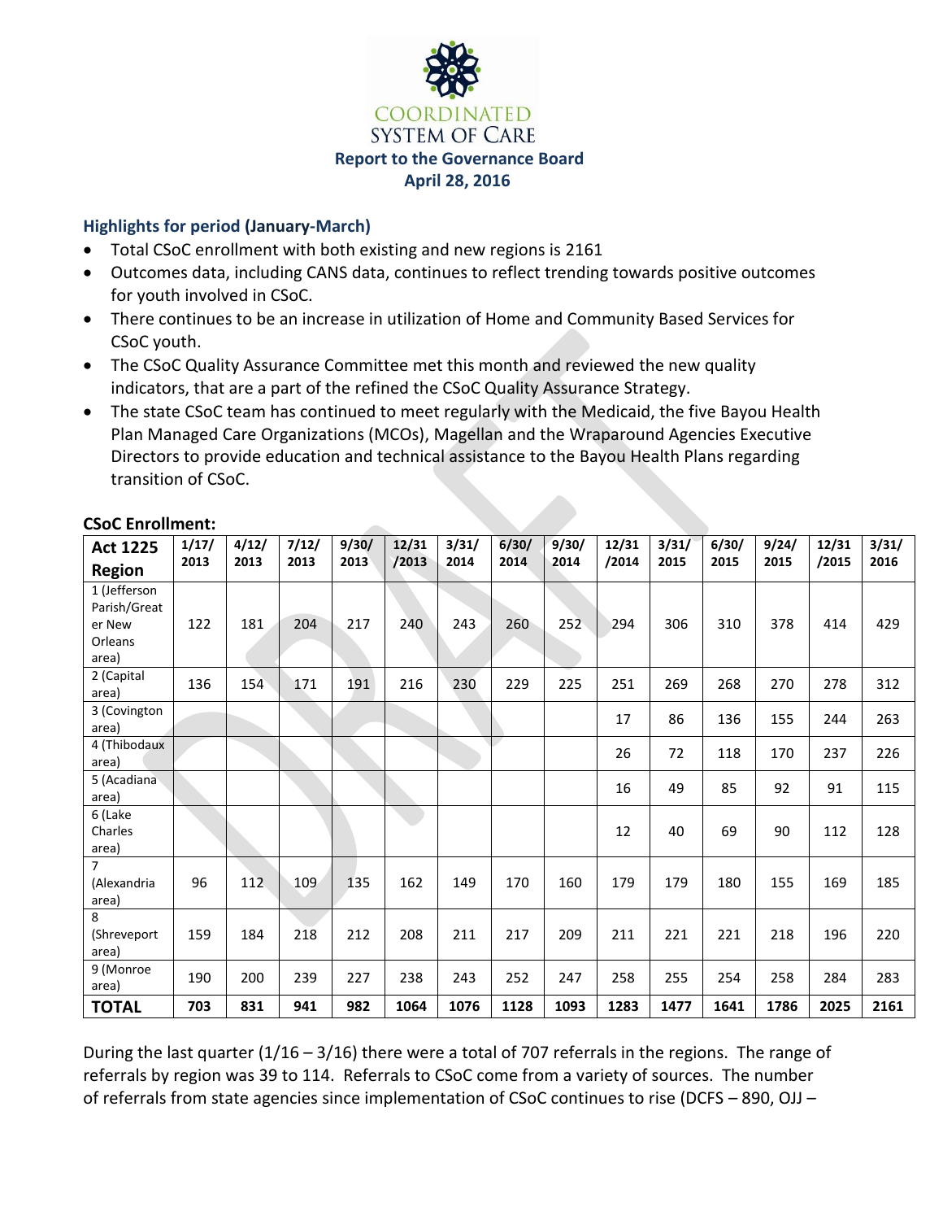COORDINATED SYSTEM OF CARE

**Report to the Governance Board**
**April 28, 2016**

### Highlights for period (January-March)

- Total CSoC enrollment with both existing and new regions is 2161
- Outcomes data, including CANS data, continues to reflect trending towards positive outcomes for youth involved in CSoC.
- There continues to be an increase in utilization of Home and Community Based Services for CSoC youth.
- The CSoC Quality Assurance Committee met this month and reviewed the new quality indicators, that are a part of the refined the CSoC Quality Assurance Strategy.
- The state CSoC team has continued to meet regularly with the Medicaid, the five Bayou Health Plan Managed Care Organizations (MCOs), Magellan and the Wraparound Agencies Executive Directors to provide education and technical assistance to the Bayou Health Plans regarding transition of CSoC.

**CSoC Enrollment:**

| Act 1225 Region | 1/17/2013 | 4/12/2013 | 7/12/2013 | 9/30/2013 | 12/31/2013 | 3/31/2014 | 6/30/2014 | 9/30/2014 | 12/31/2014 | 3/31/2015 | 6/30/2015 | 9/24/2015 | 12/31/2015 | 3/31/2016 |
|---|---|---|---|---|---|---|---|---|---|---|---|---|---|---|
| 1 (Jefferson Parish/Greater New Orleans area) | 122 | 181 | 204 | 217 | 240 | 243 | 260 | 252 | 294 | 306 | 310 | 378 | 414 | 429 |
| 2 (Capital area) | 136 | 154 | 171 | 191 | 216 | 230 | 229 | 225 | 251 | 269 | 268 | 270 | 278 | 312 |
| 3 (Covington area) | | | | | | | | | 17 | 86 | 136 | 155 | 244 | 263 |
| 4 (Thibodaux area) | | | | | | | | | 26 | 72 | 118 | 170 | 237 | 226 |
| 5 (Acadiana area) | | | | | | | | | 16 | 49 | 85 | 92 | 91 | 115 |
| 6 (Lake Charles area) | | | | | | | | | 12 | 40 | 69 | 90 | 112 | 128 |
| 7 (Alexandria area) | 96 | 112 | 109 | 135 | 162 | 149 | 170 | 160 | 179 | 179 | 180 | 155 | 169 | 185 |
| 8 (Shreveport area) | 159 | 184 | 218 | 212 | 208 | 211 | 217 | 209 | 211 | 221 | 221 | 218 | 196 | 220 |
| 9 (Monroe area) | 190 | 200 | 239 | 227 | 238 | 243 | 252 | 247 | 258 | 255 | 254 | 258 | 284 | 283 |
| **TOTAL** | **703** | **831** | **941** | **982** | **1064** | **1076** | **1128** | **1093** | **1283** | **1477** | **1641** | **1786** | **2025** | **2161** |

During the last quarter (1/16 – 3/16) there were a total of 707 referrals in the regions. The range of referrals by region was 39 to 114. Referrals to CSoC come from a variety of sources. The number of referrals from state agencies since implementation of CSoC continues to rise (DCFS – 890, OJJ –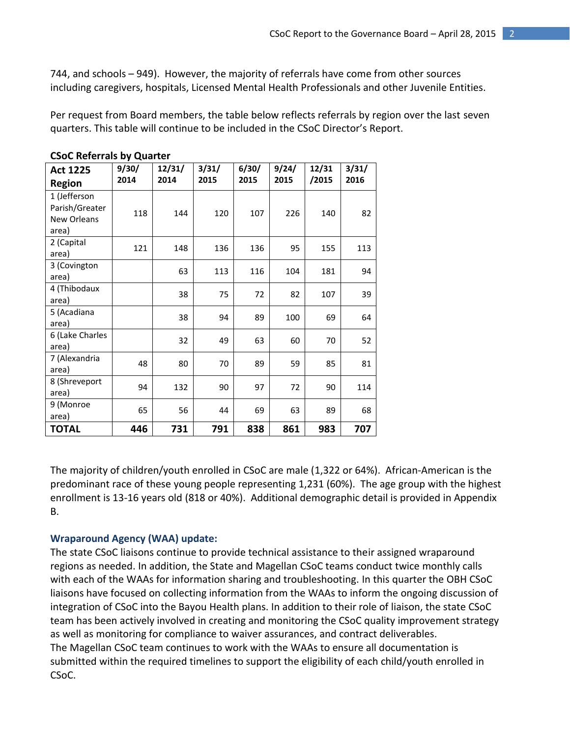744, and schools – 949). However, the majority of referrals have come from other sources including caregivers, hospitals, Licensed Mental Health Professionals and other Juvenile Entities.

Per request from Board members, the table below reflects referrals by region over the last seven quarters. This table will continue to be included in the CSoC Director's Report.

**CSoC Referrals by Quarter**

| Act 1225 Region | 9/30/ 2014 | 12/31/ 2014 | 3/31/ 2015 | 6/30/ 2015 | 9/24/ 2015 | 12/31 /2015 | 3/31/ 2016 |
|---|---|---|---|---|---|---|---|
| 1 (Jefferson Parish/Greater New Orleans area) | 118 | 144 | 120 | 107 | 226 | 140 | 82 |
| 2 (Capital area) | 121 | 148 | 136 | 136 | 95 | 155 | 113 |
| 3 (Covington area) | | 63 | 113 | 116 | 104 | 181 | 94 |
| 4 (Thibodaux area) | | 38 | 75 | 72 | 82 | 107 | 39 |
| 5 (Acadiana area) | | 38 | 94 | 89 | 100 | 69 | 64 |
| 6 (Lake Charles area) | | 32 | 49 | 63 | 60 | 70 | 52 |
| 7 (Alexandria area) | 48 | 80 | 70 | 89 | 59 | 85 | 81 |
| 8 (Shreveport area) | 94 | 132 | 90 | 97 | 72 | 90 | 114 |
| 9 (Monroe area) | 65 | 56 | 44 | 69 | 63 | 89 | 68 |
| **TOTAL** | **446** | **731** | **791** | **838** | **861** | **983** | **707** |

The majority of children/youth enrolled in CSoC are male (1,322 or 64%). African-American is the predominant race of these young people representing 1,231 (60%). The age group with the highest enrollment is 13-16 years old (818 or 40%). Additional demographic detail is provided in Appendix B.

### Wraparound Agency (WAA) update:

The state CSoC liaisons continue to provide technical assistance to their assigned wraparound regions as needed. In addition, the State and Magellan CSoC teams conduct twice monthly calls with each of the WAAs for information sharing and troubleshooting. In this quarter the OBH CSoC liaisons have focused on collecting information from the WAAs to inform the ongoing discussion of integration of CSoC into the Bayou Health plans. In addition to their role of liaison, the state CSoC team has been actively involved in creating and monitoring the CSoC quality improvement strategy as well as monitoring for compliance to waiver assurances, and contract deliverables.
The Magellan CSoC team continues to work with the WAAs to ensure all documentation is submitted within the required timelines to support the eligibility of each child/youth enrolled in CSoC.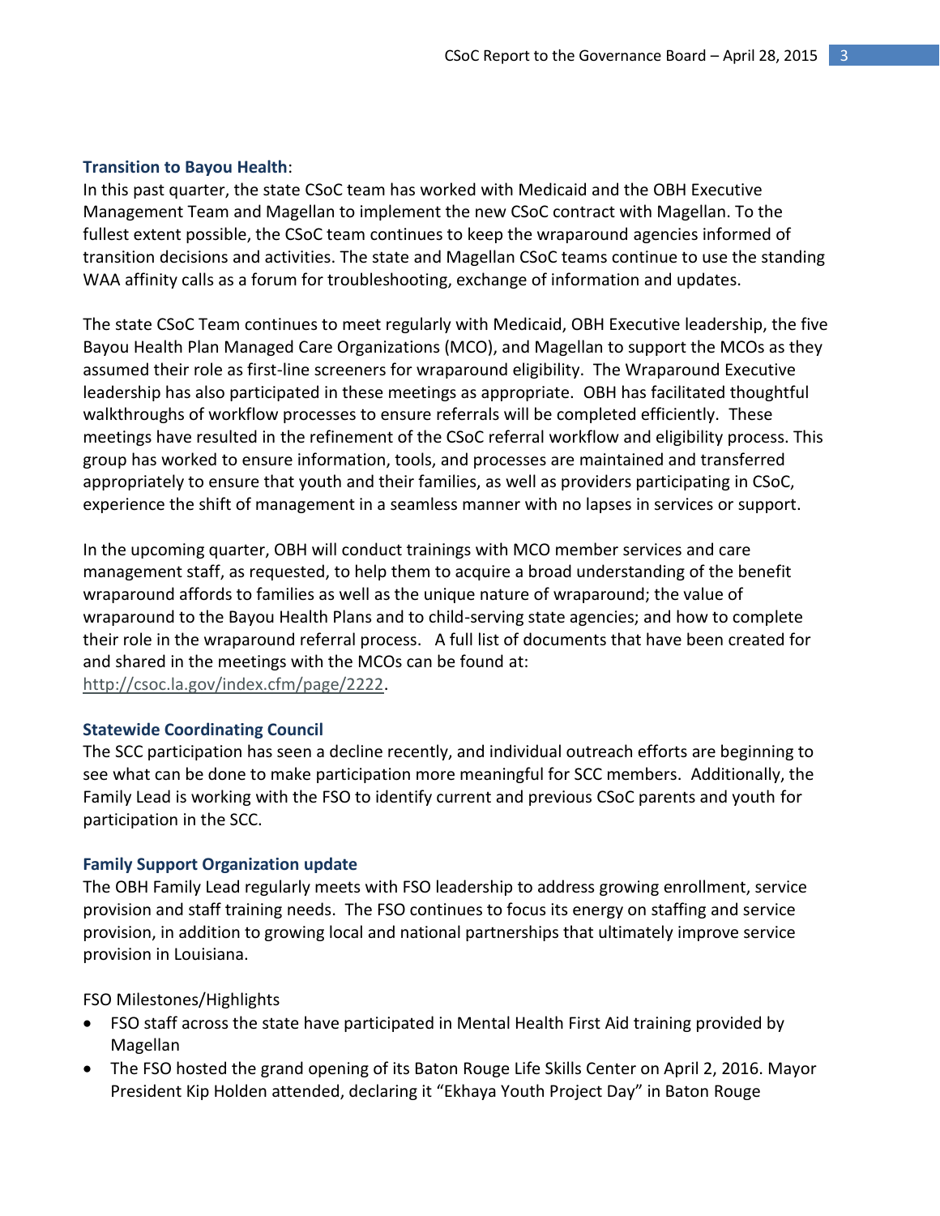### Transition to Bayou Health:

In this past quarter, the state CSoC team has worked with Medicaid and the OBH Executive Management Team and Magellan to implement the new CSoC contract with Magellan. To the fullest extent possible, the CSoC team continues to keep the wraparound agencies informed of transition decisions and activities. The state and Magellan CSoC teams continue to use the standing WAA affinity calls as a forum for troubleshooting, exchange of information and updates.

The state CSoC Team continues to meet regularly with Medicaid, OBH Executive leadership, the five Bayou Health Plan Managed Care Organizations (MCO), and Magellan to support the MCOs as they assumed their role as first-line screeners for wraparound eligibility. The Wraparound Executive leadership has also participated in these meetings as appropriate. OBH has facilitated thoughtful walkthroughs of workflow processes to ensure referrals will be completed efficiently. These meetings have resulted in the refinement of the CSoC referral workflow and eligibility process. This group has worked to ensure information, tools, and processes are maintained and transferred appropriately to ensure that youth and their families, as well as providers participating in CSoC, experience the shift of management in a seamless manner with no lapses in services or support.

In the upcoming quarter, OBH will conduct trainings with MCO member services and care management staff, as requested, to help them to acquire a broad understanding of the benefit wraparound affords to families as well as the unique nature of wraparound; the value of wraparound to the Bayou Health Plans and to child-serving state agencies; and how to complete their role in the wraparound referral process. A full list of documents that have been created for and shared in the meetings with the MCOs can be found at: http://csoc.la.gov/index.cfm/page/2222.

### Statewide Coordinating Council

The SCC participation has seen a decline recently, and individual outreach efforts are beginning to see what can be done to make participation more meaningful for SCC members. Additionally, the Family Lead is working with the FSO to identify current and previous CSoC parents and youth for participation in the SCC.

### Family Support Organization update

The OBH Family Lead regularly meets with FSO leadership to address growing enrollment, service provision and staff training needs. The FSO continues to focus its energy on staffing and service provision, in addition to growing local and national partnerships that ultimately improve service provision in Louisiana.

FSO Milestones/Highlights

- FSO staff across the state have participated in Mental Health First Aid training provided by Magellan
- The FSO hosted the grand opening of its Baton Rouge Life Skills Center on April 2, 2016. Mayor President Kip Holden attended, declaring it "Ekhaya Youth Project Day" in Baton Rouge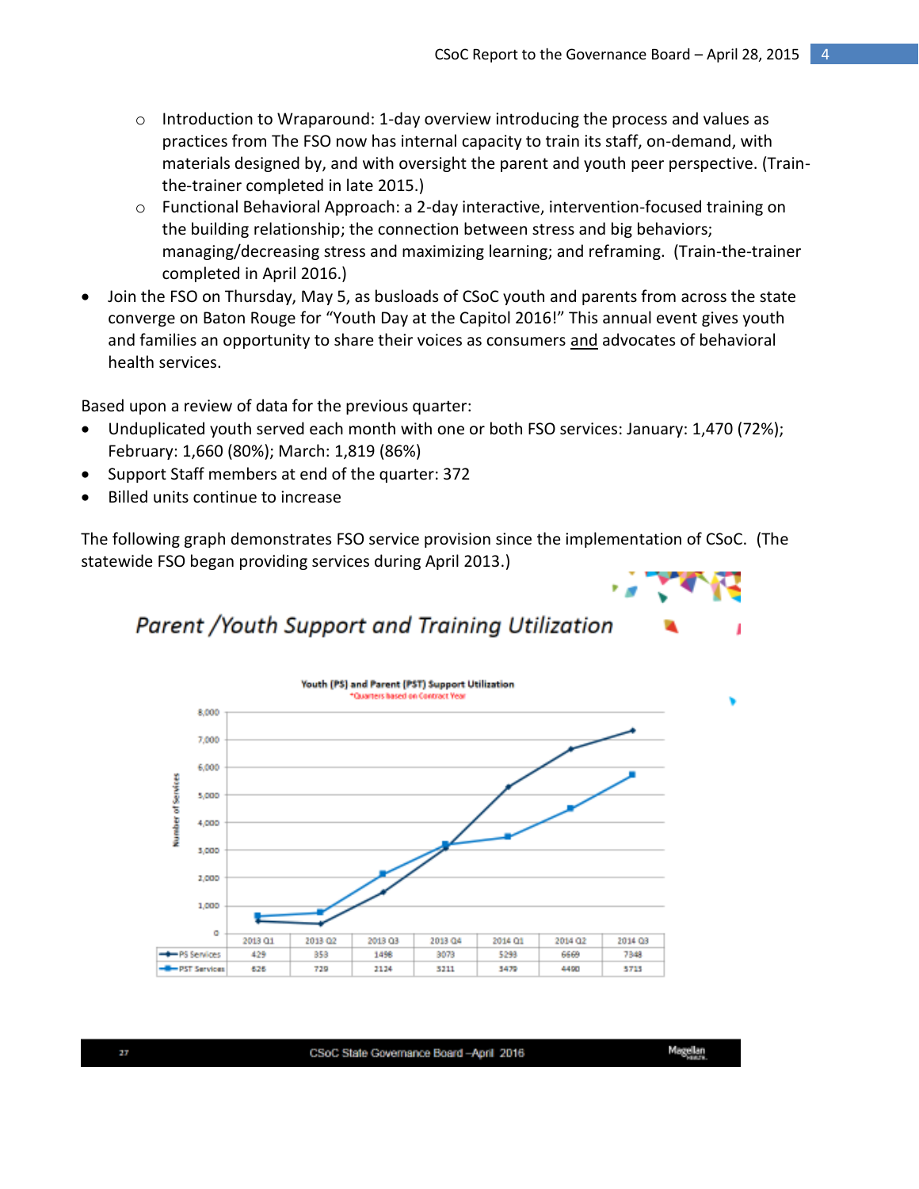- Introduction to Wraparound: 1-day overview introducing the process and values as practices from The FSO now has internal capacity to train its staff, on-demand, with materials designed by, and with oversight the parent and youth peer perspective. (Train-the-trainer completed in late 2015.)
- Functional Behavioral Approach: a 2-day interactive, intervention-focused training on the building relationship; the connection between stress and big behaviors; managing/decreasing stress and maximizing learning; and reframing. (Train-the-trainer completed in April 2016.)

- Join the FSO on Thursday, May 5, as busloads of CSoC youth and parents from across the state converge on Baton Rouge for "Youth Day at the Capitol 2016!" This annual event gives youth and families an opportunity to share their voices as consumers and advocates of behavioral health services.

Based upon a review of data for the previous quarter:

- Unduplicated youth served each month with one or both FSO services: January: 1,470 (72%); February: 1,660 (80%); March: 1,819 (86%)
- Support Staff members at end of the quarter: 372
- Billed units continue to increase

The following graph demonstrates FSO service provision since the implementation of CSoC. (The statewide FSO began providing services during April 2013.)

*Parent /Youth Support and Training Utilization*

**Youth (PS) and Parent (PST) Support Utilization**
*Quarters based on Contract Year

| | 2013 Q1 | 2013 Q2 | 2013 Q3 | 2013 Q4 | 2014 Q1 | 2014 Q2 | 2014 Q3 |
|---|---|---|---|---|---|---|---|
| PS Services | 429 | 353 | 1498 | 3073 | 5293 | 6669 | 7348 |
| PST Services | 626 | 729 | 2124 | 3211 | 3479 | 4490 | 5713 |

CSoC State Governance Board –April 2016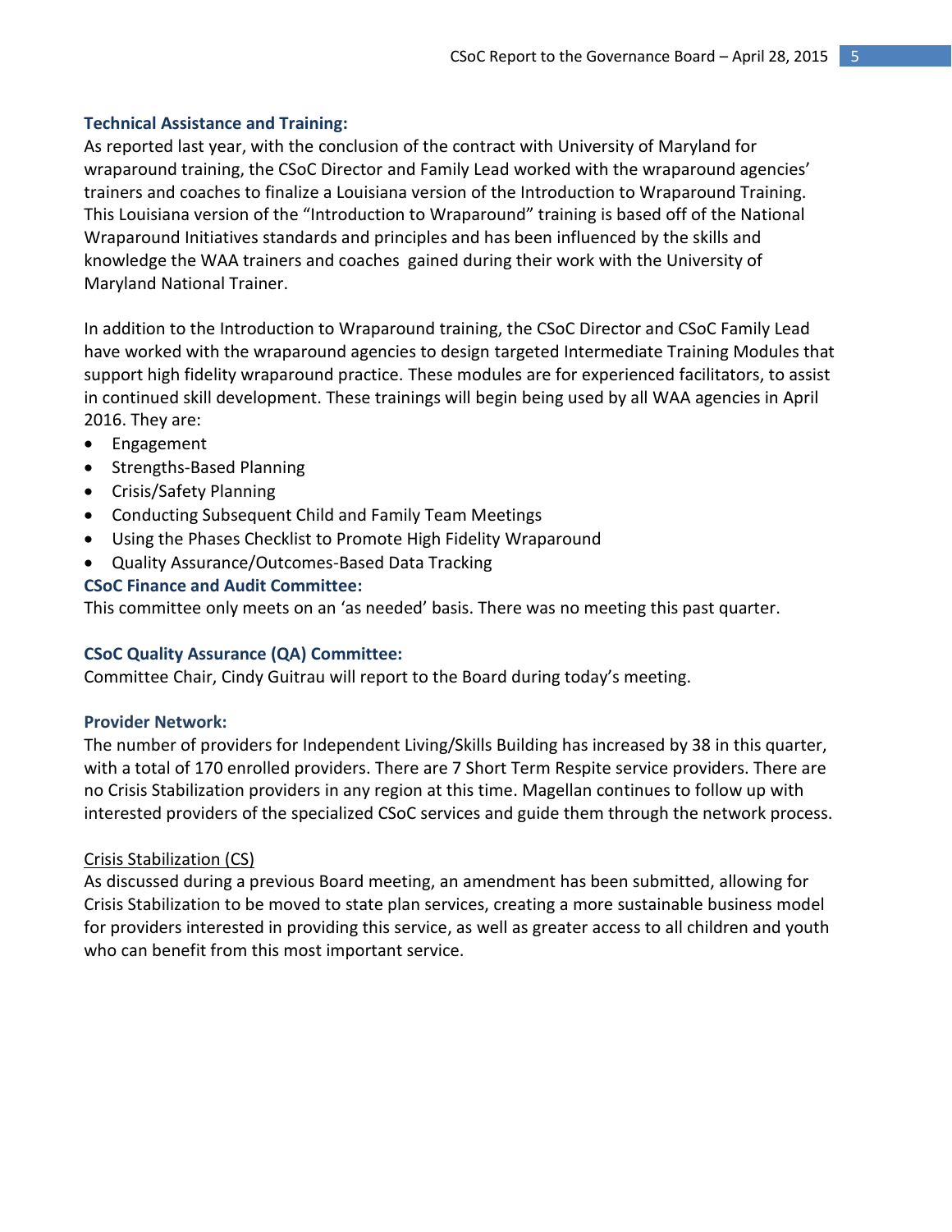### Technical Assistance and Training:

As reported last year, with the conclusion of the contract with University of Maryland for wraparound training, the CSoC Director and Family Lead worked with the wraparound agencies' trainers and coaches to finalize a Louisiana version of the Introduction to Wraparound Training. This Louisiana version of the "Introduction to Wraparound" training is based off of the National Wraparound Initiatives standards and principles and has been influenced by the skills and knowledge the WAA trainers and coaches gained during their work with the University of Maryland National Trainer.

In addition to the Introduction to Wraparound training, the CSoC Director and CSoC Family Lead have worked with the wraparound agencies to design targeted Intermediate Training Modules that support high fidelity wraparound practice. These modules are for experienced facilitators, to assist in continued skill development. These trainings will begin being used by all WAA agencies in April 2016. They are:

- Engagement
- Strengths-Based Planning
- Crisis/Safety Planning
- Conducting Subsequent Child and Family Team Meetings
- Using the Phases Checklist to Promote High Fidelity Wraparound
- Quality Assurance/Outcomes-Based Data Tracking

### CSoC Finance and Audit Committee:

This committee only meets on an 'as needed' basis. There was no meeting this past quarter.

### CSoC Quality Assurance (QA) Committee:

Committee Chair, Cindy Guitrau will report to the Board during today's meeting.

### Provider Network:

The number of providers for Independent Living/Skills Building has increased by 38 in this quarter, with a total of 170 enrolled providers. There are 7 Short Term Respite service providers. There are no Crisis Stabilization providers in any region at this time. Magellan continues to follow up with interested providers of the specialized CSoC services and guide them through the network process.

Crisis Stabilization (CS)

As discussed during a previous Board meeting, an amendment has been submitted, allowing for Crisis Stabilization to be moved to state plan services, creating a more sustainable business model for providers interested in providing this service, as well as greater access to all children and youth who can benefit from this most important service.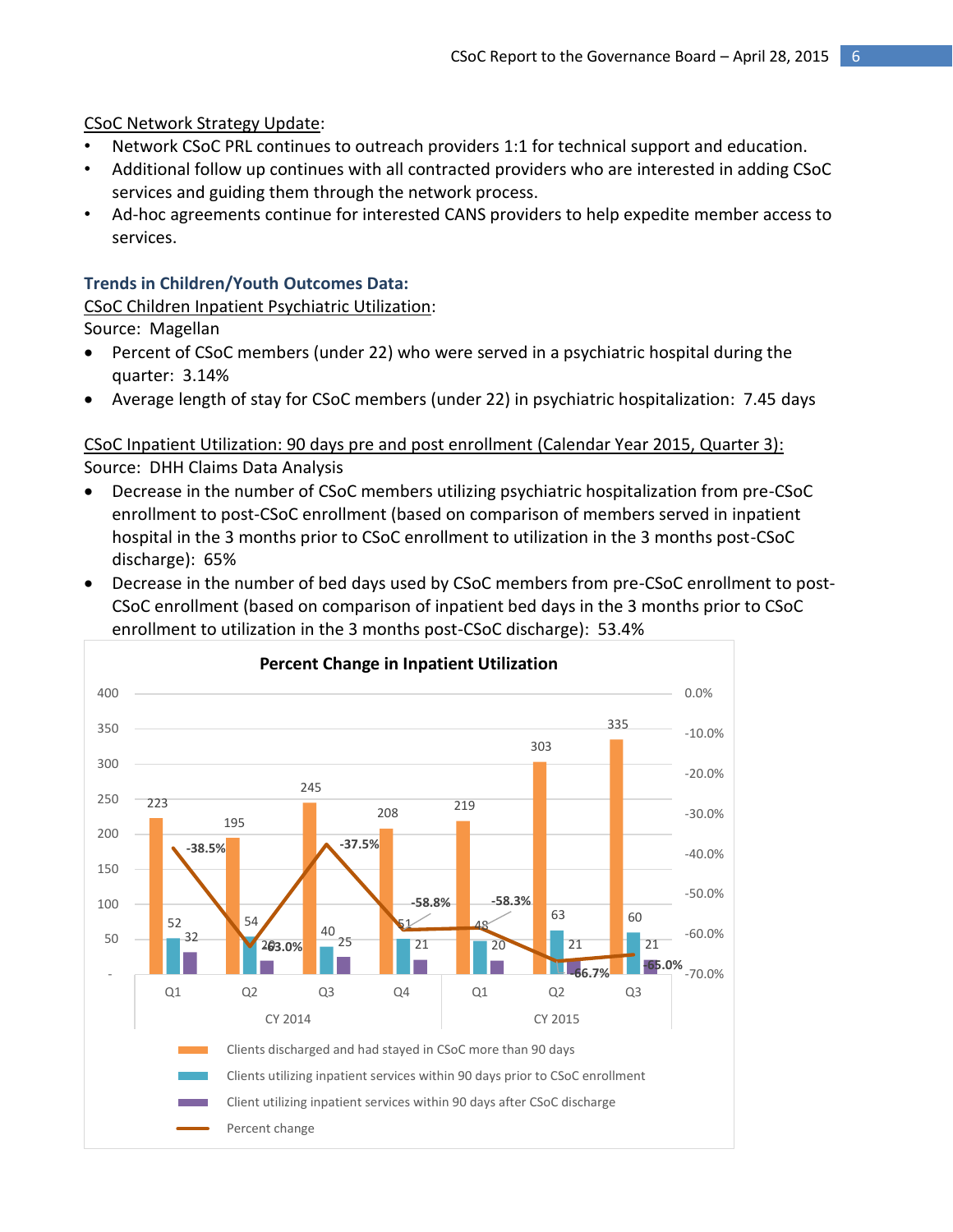CSoC Network Strategy Update:

- Network CSoC PRL continues to outreach providers 1:1 for technical support and education.
- Additional follow up continues with all contracted providers who are interested in adding CSoC services and guiding them through the network process.
- Ad-hoc agreements continue for interested CANS providers to help expedite member access to services.

### Trends in Children/Youth Outcomes Data:

CSoC Children Inpatient Psychiatric Utilization:

Source: Magellan

- Percent of CSoC members (under 22) who were served in a psychiatric hospital during the quarter: 3.14%
- Average length of stay for CSoC members (under 22) in psychiatric hospitalization: 7.45 days

CSoC Inpatient Utilization: 90 days pre and post enrollment (Calendar Year 2015, Quarter 3):

Source: DHH Claims Data Analysis

- Decrease in the number of CSoC members utilizing psychiatric hospitalization from pre-CSoC enrollment to post-CSoC enrollment (based on comparison of members served in inpatient hospital in the 3 months prior to CSoC enrollment to utilization in the 3 months post-CSoC discharge): 65%
- Decrease in the number of bed days used by CSoC members from pre-CSoC enrollment to post-CSoC enrollment (based on comparison of inpatient bed days in the 3 months prior to CSoC enrollment to utilization in the 3 months post-CSoC discharge): 53.4%

**Percent Change in Inpatient Utilization**

| | CY 2014 Q1 | CY 2014 Q2 | CY 2014 Q3 | CY 2014 Q4 | CY 2015 Q1 | CY 2015 Q2 | CY 2015 Q3 |
|---|---|---|---|---|---|---|---|
| Clients discharged and had stayed in CSoC more than 90 days | 223 | 195 | 245 | 208 | 219 | 303 | 335 |
| Clients utilizing inpatient services within 90 days prior to CSoC enrollment | 52 | 54 | 40 | 51 | 48 | 63 | 60 |
| Client utilizing inpatient services within 90 days after CSoC discharge | 32 | 20 | 25 | 21 | 20 | 21 | 21 |
| Percent change | -38.5% | -63.0% | -37.5% | -58.8% | -58.3% | -66.7% | -65.0% |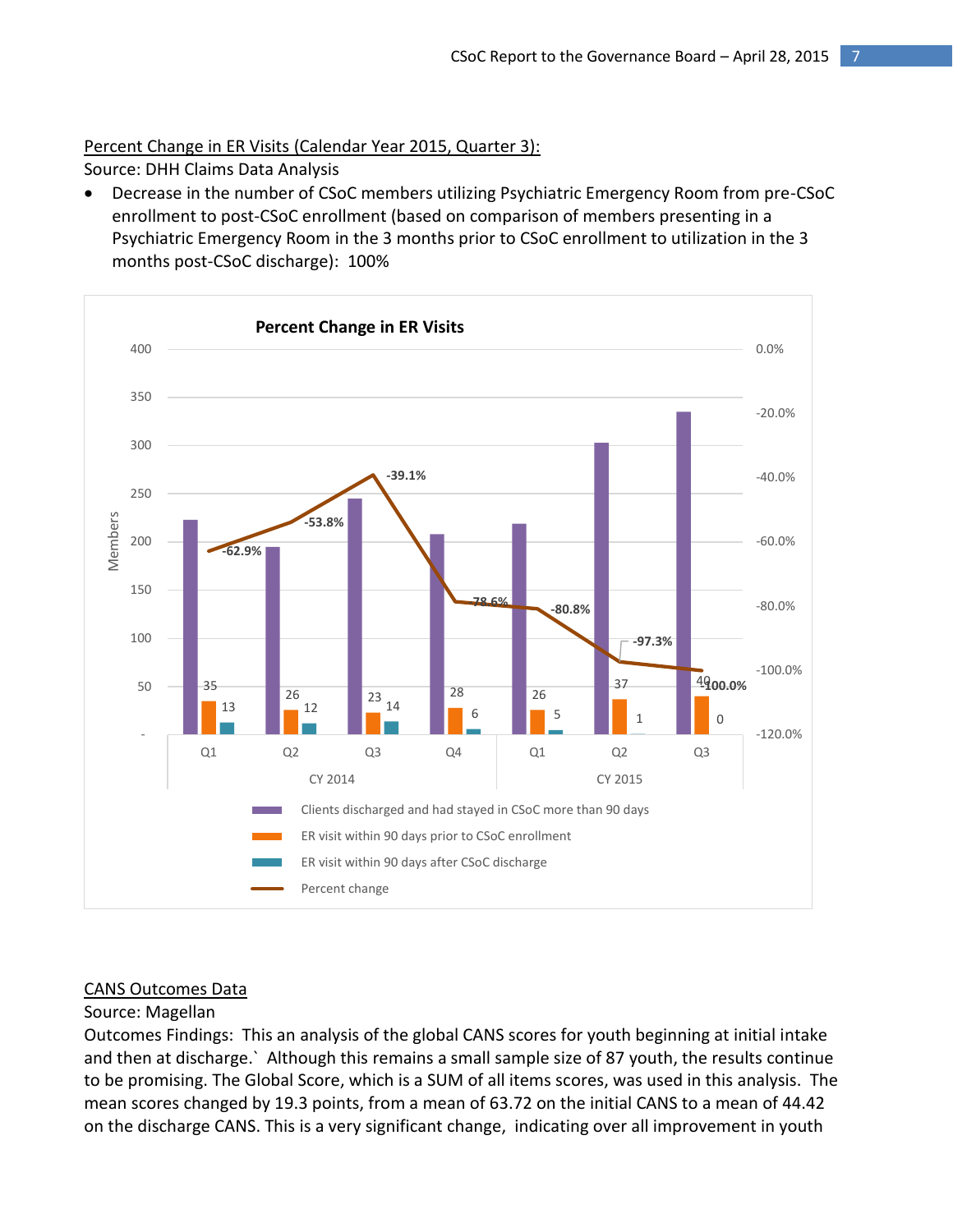Percent Change in ER Visits (Calendar Year 2015, Quarter 3):

Source: DHH Claims Data Analysis

- Decrease in the number of CSoC members utilizing Psychiatric Emergency Room from pre-CSoC enrollment to post-CSoC enrollment (based on comparison of members presenting in a Psychiatric Emergency Room in the 3 months prior to CSoC enrollment to utilization in the 3 months post-CSoC discharge): 100%

**Percent Change in ER Visits**

| | CY 2014 Q1 | CY 2014 Q2 | CY 2014 Q3 | CY 2014 Q4 | CY 2015 Q1 | CY 2015 Q2 | CY 2015 Q3 |
|---|---|---|---|---|---|---|---|
| ER visit within 90 days prior to CSoC enrollment | 35 | 26 | 23 | 28 | 26 | 37 | 40 |
| ER visit within 90 days after CSoC discharge | 13 | 12 | 14 | 6 | 5 | 1 | 0 |
| Percent change | -62.9% | -53.8% | -39.1% | -78.6% | -80.8% | -97.3% | -100.0% |

Legend: Clients discharged and had stayed in CSoC more than 90 days; ER visit within 90 days prior to CSoC enrollment; ER visit within 90 days after CSoC discharge; Percent change

CANS Outcomes Data

Source: Magellan

Outcomes Findings: This an analysis of the global CANS scores for youth beginning at initial intake and then at discharge.` Although this remains a small sample size of 87 youth, the results continue to be promising. The Global Score, which is a SUM of all items scores, was used in this analysis. The mean scores changed by 19.3 points, from a mean of 63.72 on the initial CANS to a mean of 44.42 on the discharge CANS. This is a very significant change, indicating over all improvement in youth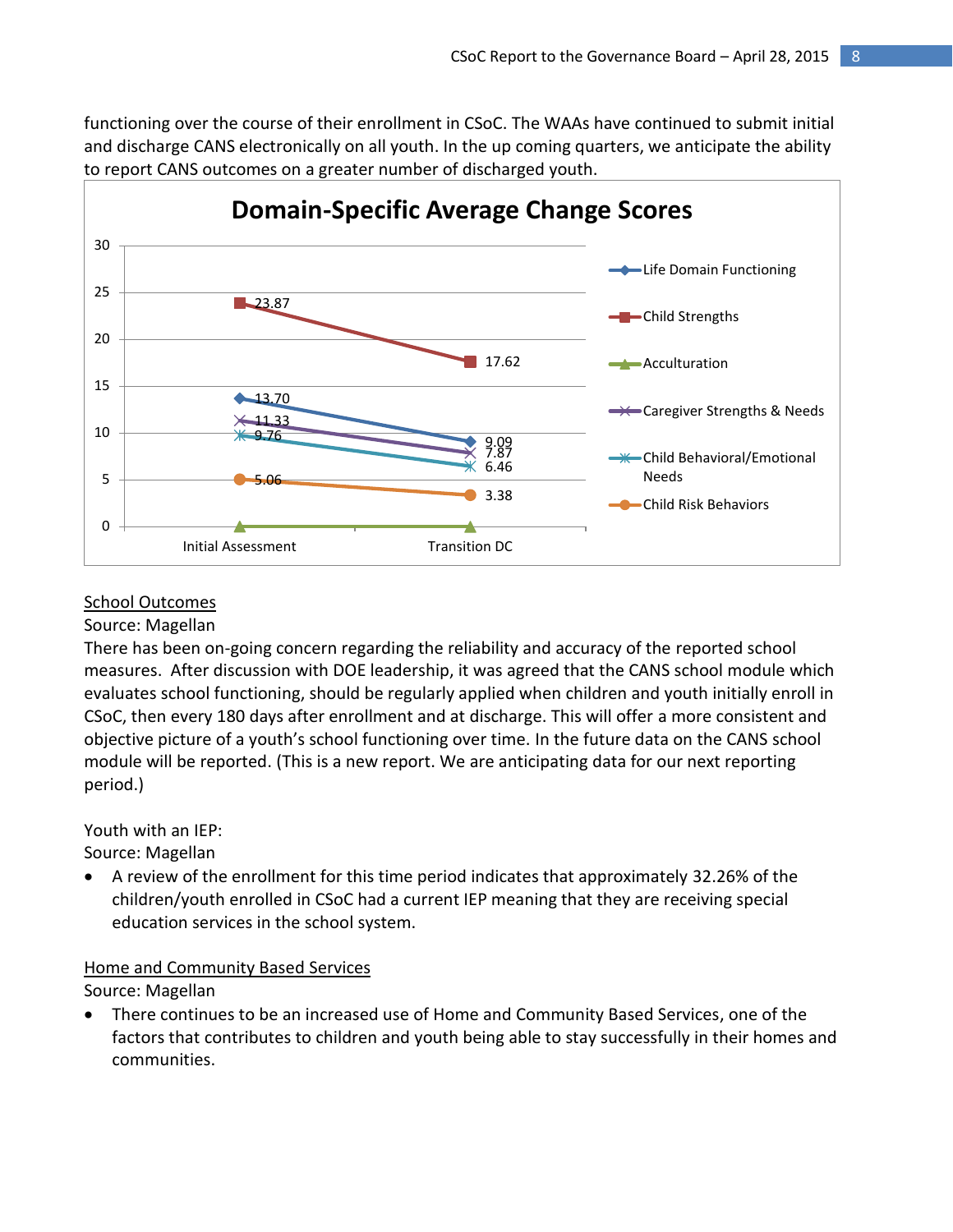functioning over the course of their enrollment in CSoC. The WAAs have continued to submit initial and discharge CANS electronically on all youth. In the up coming quarters, we anticipate the ability to report CANS outcomes on a greater number of discharged youth.

**Domain-Specific Average Change Scores**

| Domain | Initial Assessment | Transition DC |
|---|---|---|
| Life Domain Functioning | 13.70 | 9.09 |
| Child Strengths | 23.87 | 17.62 |
| Acculturation | | |
| Caregiver Strengths & Needs | 11.33 | 7.87 |
| Child Behavioral/Emotional Needs | 9.76 | 6.46 |
| Child Risk Behaviors | 5.06 | 3.38 |

<u>School Outcomes</u>
Source: Magellan
There has been on-going concern regarding the reliability and accuracy of the reported school measures. After discussion with DOE leadership, it was agreed that the CANS school module which evaluates school functioning, should be regularly applied when children and youth initially enroll in CSoC, then every 180 days after enrollment and at discharge. This will offer a more consistent and objective picture of a youth's school functioning over time. In the future data on the CANS school module will be reported. (This is a new report. We are anticipating data for our next reporting period.)

Youth with an IEP:
Source: Magellan

- A review of the enrollment for this time period indicates that approximately 32.26% of the children/youth enrolled in CSoC had a current IEP meaning that they are receiving special education services in the school system.

<u>Home and Community Based Services</u>
Source: Magellan

- There continues to be an increased use of Home and Community Based Services, one of the factors that contributes to children and youth being able to stay successfully in their homes and communities.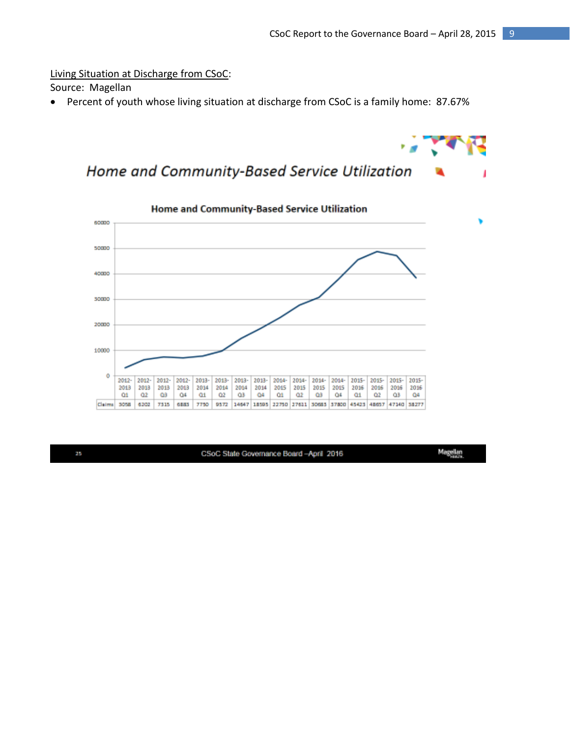Living Situation at Discharge from CSoC:

Source: Magellan

- Percent of youth whose living situation at discharge from CSoC is a family home: 87.67%

## Home and Community-Based Service Utilization

**Home and Community-Based Service Utilization**

| | 2012-2013 Q1 | 2012-2013 Q2 | 2012-2013 Q3 | 2012-2013 Q4 | 2013-2014 Q1 | 2013-2014 Q2 | 2013-2014 Q3 | 2013-2014 Q4 | 2014-2015 Q1 | 2014-2015 Q2 | 2014-2015 Q3 | 2014-2015 Q4 | 2015-2016 Q1 | 2015-2016 Q2 | 2015-2016 Q3 | 2015-2016 Q4 |
|---|---|---|---|---|---|---|---|---|---|---|---|---|---|---|---|---|
| Claims | 3058 | 6202 | 7315 | 6883 | 7750 | 9572 | 14647 | 18595 | 22750 | 27611 | 30683 | 37800 | 45423 | 48657 | 47140 | 38277 |

CSoC State Governance Board –April 2016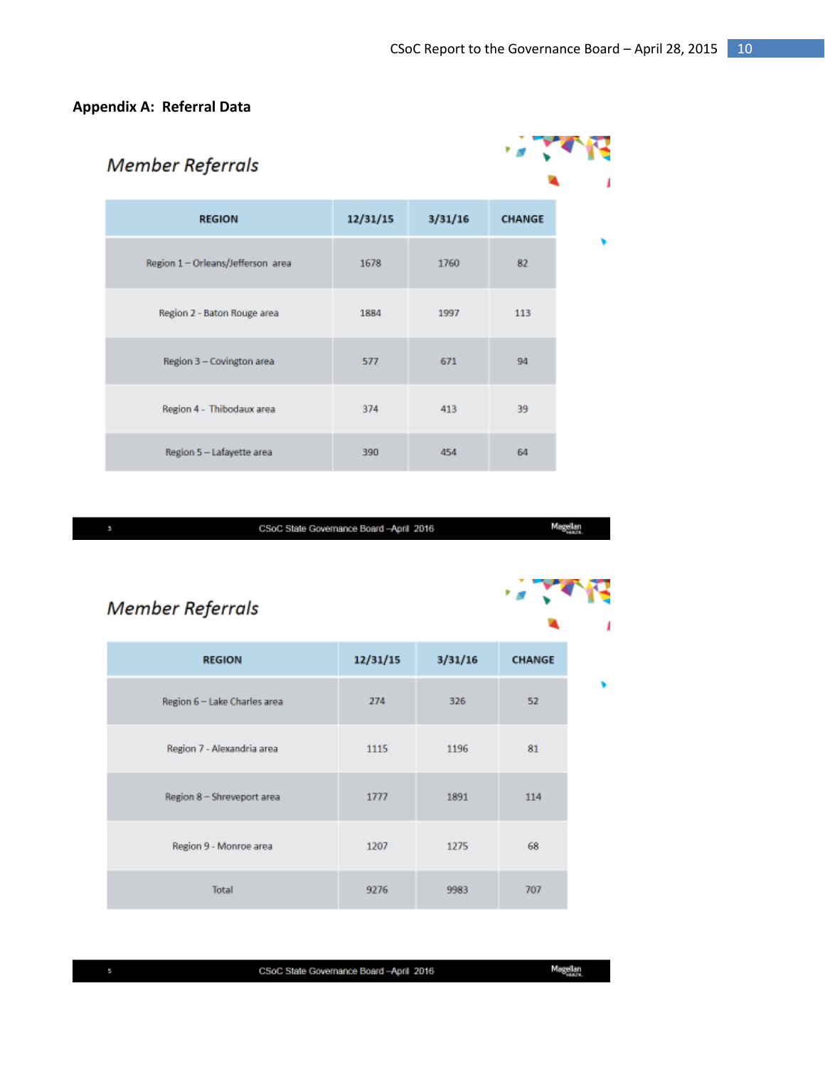## Appendix A: Referral Data

### Member Referrals

| REGION | 12/31/15 | 3/31/16 | CHANGE |
|---|---|---|---|
| Region 1 – Orleans/Jefferson area | 1678 | 1760 | 82 |
| Region 2 - Baton Rouge area | 1884 | 1997 | 113 |
| Region 3 – Covington area | 577 | 671 | 94 |
| Region 4 - Thibodaux area | 374 | 413 | 39 |
| Region 5 – Lafayette area | 390 | 454 | 64 |

CSoC State Governance Board –April 2016

### Member Referrals

| REGION | 12/31/15 | 3/31/16 | CHANGE |
|---|---|---|---|
| Region 6 – Lake Charles area | 274 | 326 | 52 |
| Region 7 - Alexandria area | 1115 | 1196 | 81 |
| Region 8 – Shreveport area | 1777 | 1891 | 114 |
| Region 9 - Monroe area | 1207 | 1275 | 68 |
| Total | 9276 | 9983 | 707 |

CSoC State Governance Board –April 2016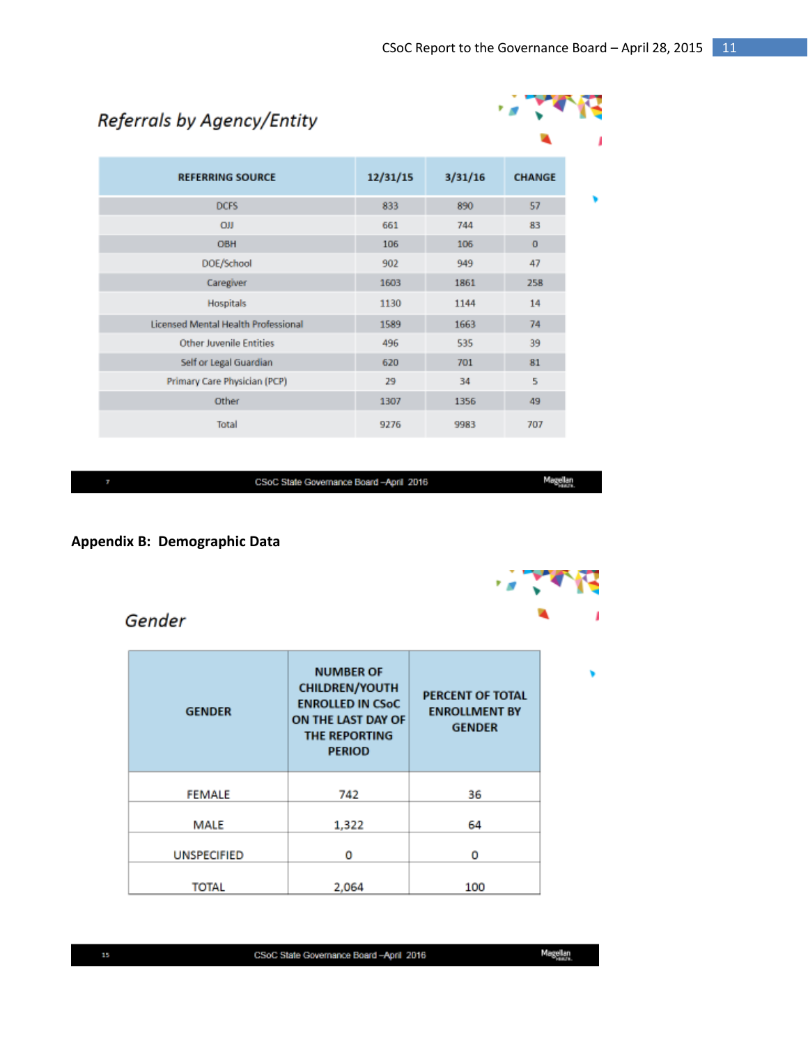## Referrals by Agency/Entity

| REFERRING SOURCE | 12/31/15 | 3/31/16 | CHANGE |
|---|---|---|---|
| DCFS | 833 | 890 | 57 |
| OJJ | 661 | 744 | 83 |
| OBH | 106 | 106 | 0 |
| DOE/School | 902 | 949 | 47 |
| Caregiver | 1603 | 1861 | 258 |
| Hospitals | 1130 | 1144 | 14 |
| Licensed Mental Health Professional | 1589 | 1663 | 74 |
| Other Juvenile Entities | 496 | 535 | 39 |
| Self or Legal Guardian | 620 | 701 | 81 |
| Primary Care Physician (PCP) | 29 | 34 | 5 |
| Other | 1307 | 1356 | 49 |
| Total | 9276 | 9983 | 707 |

## Appendix B: Demographic Data

### Gender

| GENDER | NUMBER OF CHILDREN/YOUTH ENROLLED IN CSoC ON THE LAST DAY OF THE REPORTING PERIOD | PERCENT OF TOTAL ENROLLMENT BY GENDER |
|---|---|---|
| FEMALE | 742 | 36 |
| MALE | 1,322 | 64 |
| UNSPECIFIED | 0 | 0 |
| TOTAL | 2,064 | 100 |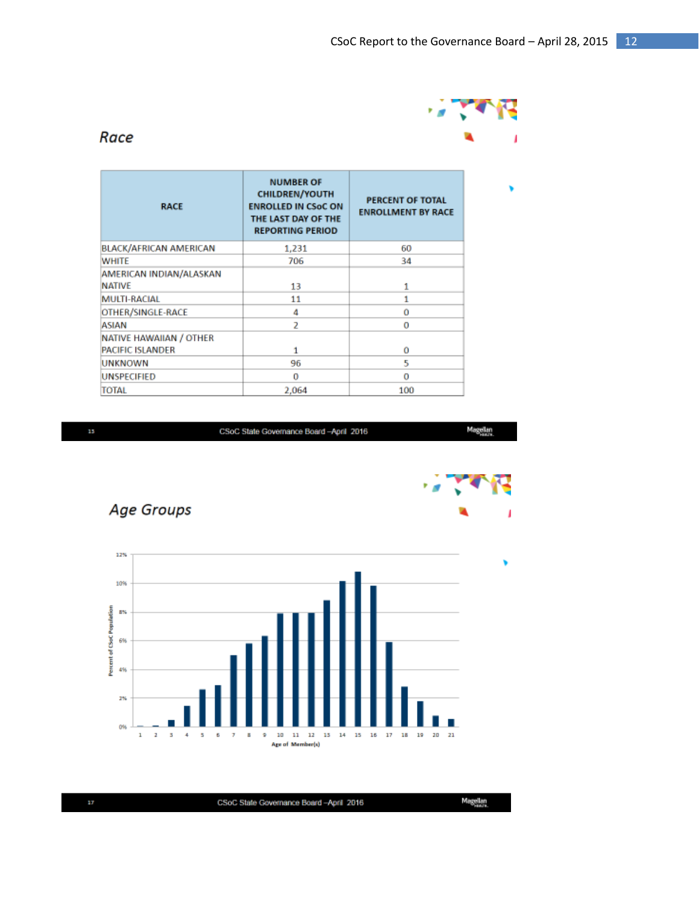## Race

| RACE | NUMBER OF CHILDREN/YOUTH ENROLLED IN CSoC ON THE LAST DAY OF THE REPORTING PERIOD | PERCENT OF TOTAL ENROLLMENT BY RACE |
|---|---|---|
| BLACK/AFRICAN AMERICAN | 1,231 | 60 |
| WHITE | 706 | 34 |
| AMERICAN INDIAN/ALASKAN NATIVE | 13 | 1 |
| MULTI-RACIAL | 11 | 1 |
| OTHER/SINGLE-RACE | 4 | 0 |
| ASIAN | 2 | 0 |
| NATIVE HAWAIIAN / OTHER PACIFIC ISLANDER | 1 | 0 |
| UNKNOWN | 96 | 5 |
| UNSPECIFIED | 0 | 0 |
| TOTAL | 2,064 | 100 |

CSoC State Governance Board – April 2016

## Age Groups

Percent of CSoC Population

12%
10%
8%
6%
4%
2%
0%

1 2 3 4 5 6 7 8 9 10 11 12 13 14 15 16 17 18 19 20 21

Age of Member(s)

CSoC State Governance Board – April 2016